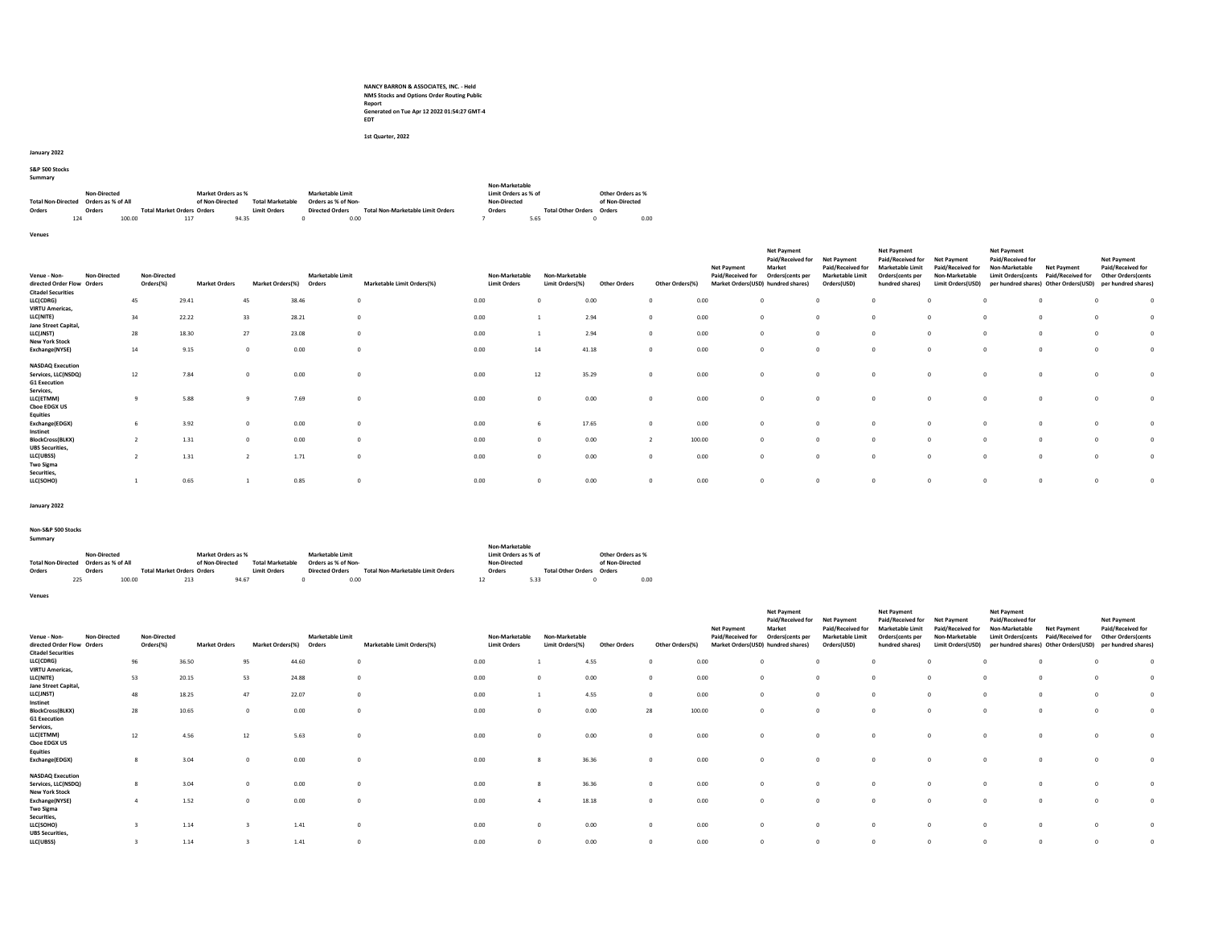**NANCY BARRON & ASSOCIATES, INC. - Held NMS Stocks and Options Order Routing Public Report**
**Generated on Tue Apr 12 2022 01:54:27 GMT-4 EDT**

**1st Quarter, 2022**

**January 2022**

**S&P 500 Stocks**
**Summary**

| Total Non-Directed Orders | Non-Directed Orders as % of All Orders | Total Market Orders | Market Orders as % of Non-Directed Orders | Total Marketable Limit Orders | Marketable Limit Orders as % of Non-Directed Orders | Total Non-Marketable Limit Orders | Non-Marketable Limit Orders as % of Non-Directed Orders | Total Other Orders | Other Orders as % of Non-Directed Orders |
|---|---|---|---|---|---|---|---|---|---|
| 124 | 100.00 | 117 | 94.35 | 0 | 0.00 | 7 | 5.65 | 0 | 0.00 |

**Venues**

| Venue - Non-directed Order Flow | Non-Directed Orders | Non-Directed Orders(%) | Market Orders | Market Orders(%) | Marketable Limit Orders | Marketable Limit Orders(%) | Non-Marketable Limit Orders | Non-Marketable Limit Orders(%) | Other Orders | Other Orders(%) | Net Payment Paid/Received for Market Orders(USD) | Net Payment Paid/Received for Market Orders(cents per hundred shares) | Net Payment Paid/Received for Marketable Limit Orders(USD) | Net Payment Paid/Received for Marketable Limit Orders(cents per hundred shares) | Net Payment Paid/Received for Non-Marketable Limit Orders(USD) | Net Payment Paid/Received for Non-Marketable Limit Orders(cents per hundred shares) | Net Payment Paid/Received for Other Orders(USD) | Net Payment Paid/Received for Other Orders(cents per hundred shares) |
|---|---|---|---|---|---|---|---|---|---|---|---|---|---|---|---|---|---|---|
| Citadel Securities LLC(CDRG) | 45 | 29.41 | 45 | 38.46 | 0 | 0.00 | 0 | 0.00 | 0 | 0.00 | 0 | 0 | 0 | 0 | 0 | 0 | 0 | 0 |
| VIRTU Americas, LLC(NITE) | 34 | 22.22 | 33 | 28.21 | 0 | 0.00 | 1 | 2.94 | 0 | 0.00 | 0 | 0 | 0 | 0 | 0 | 0 | 0 | 0 |
| Jane Street Capital, LLC(JNST) | 28 | 18.30 | 27 | 23.08 | 0 | 0.00 | 1 | 2.94 | 0 | 0.00 | 0 | 0 | 0 | 0 | 0 | 0 | 0 | 0 |
| New York Stock Exchange(NYSE) | 14 | 9.15 | 0 | 0.00 | 0 | 0.00 | 14 | 41.18 | 0 | 0.00 | 0 | 0 | 0 | 0 | 0 | 0 | 0 | 0 |
| NASDAQ Execution Services, LLC(NSDQ) | 12 | 7.84 | 0 | 0.00 | 0 | 0.00 | 12 | 35.29 | 0 | 0.00 | 0 | 0 | 0 | 0 | 0 | 0 | 0 | 0 |
| G1 Execution Services, LLC(ETMM) | 9 | 5.88 | 9 | 7.69 | 0 | 0.00 | 0 | 0.00 | 0 | 0.00 | 0 | 0 | 0 | 0 | 0 | 0 | 0 | 0 |
| Cboe EDGX US Equities Exchange(EDGX) | 6 | 3.92 | 0 | 0.00 | 0 | 0.00 | 6 | 17.65 | 0 | 0.00 | 0 | 0 | 0 | 0 | 0 | 0 | 0 | 0 |
| Instinet BlockCross(BLKX) | 2 | 1.31 | 0 | 0.00 | 0 | 0.00 | 0 | 0.00 | 2 | 100.00 | 0 | 0 | 0 | 0 | 0 | 0 | 0 | 0 |
| UBS Securities, LLC(UBSS) | 2 | 1.31 | 2 | 1.71 | 0 | 0.00 | 0 | 0.00 | 0 | 0.00 | 0 | 0 | 0 | 0 | 0 | 0 | 0 | 0 |
| Two Sigma Securities, LLC(SOHO) | 1 | 0.65 | 1 | 0.85 | 0 | 0.00 | 0 | 0.00 | 0 | 0.00 | 0 | 0 | 0 | 0 | 0 | 0 | 0 | 0 |

**January 2022**

**Non-S&P 500 Stocks**
**Summary**

| Total Non-Directed Orders | Non-Directed Orders as % of All Orders | Total Market Orders | Market Orders as % of Non-Directed Orders | Total Marketable Limit Orders | Marketable Limit Orders as % of Non-Directed Orders | Total Non-Marketable Limit Orders | Non-Marketable Limit Orders as % of Non-Directed Orders | Total Other Orders | Other Orders as % of Non-Directed Orders |
|---|---|---|---|---|---|---|---|---|---|
| 225 | 100.00 | 213 | 94.67 | 0 | 0.00 | 12 | 5.33 | 0 | 0.00 |

**Venues**

| Venue - Non-directed Order Flow | Non-Directed Orders | Non-Directed Orders(%) | Market Orders | Market Orders(%) | Marketable Limit Orders | Marketable Limit Orders(%) | Non-Marketable Limit Orders | Non-Marketable Limit Orders(%) | Other Orders | Other Orders(%) | Net Payment Paid/Received for Market Orders(USD) | Net Payment Paid/Received for Market Orders(cents per hundred shares) | Net Payment Paid/Received for Marketable Limit Orders(USD) | Net Payment Paid/Received for Marketable Limit Orders(cents per hundred shares) | Net Payment Paid/Received for Non-Marketable Limit Orders(USD) | Net Payment Paid/Received for Non-Marketable Limit Orders(cents per hundred shares) | Net Payment Paid/Received for Other Orders(USD) | Net Payment Paid/Received for Other Orders(cents per hundred shares) |
|---|---|---|---|---|---|---|---|---|---|---|---|---|---|---|---|---|---|---|
| Citadel Securities LLC(CDRG) | 96 | 36.50 | 95 | 44.60 | 0 | 0.00 | 1 | 4.55 | 0 | 0.00 | 0 | 0 | 0 | 0 | 0 | 0 | 0 | 0 |
| VIRTU Americas, LLC(NITE) | 53 | 20.15 | 53 | 24.88 | 0 | 0.00 | 0 | 0.00 | 0 | 0.00 | 0 | 0 | 0 | 0 | 0 | 0 | 0 | 0 |
| Jane Street Capital, LLC(JNST) | 48 | 18.25 | 47 | 22.07 | 0 | 0.00 | 1 | 4.55 | 0 | 0.00 | 0 | 0 | 0 | 0 | 0 | 0 | 0 | 0 |
| Instinet BlockCross(BLKX) | 28 | 10.65 | 0 | 0.00 | 0 | 0.00 | 0 | 0.00 | 28 | 100.00 | 0 | 0 | 0 | 0 | 0 | 0 | 0 | 0 |
| G1 Execution Services, LLC(ETMM) | 12 | 4.56 | 12 | 5.63 | 0 | 0.00 | 0 | 0.00 | 0 | 0.00 | 0 | 0 | 0 | 0 | 0 | 0 | 0 | 0 |
| Cboe EDGX US Equities Exchange(EDGX) | 8 | 3.04 | 0 | 0.00 | 0 | 0.00 | 8 | 36.36 | 0 | 0.00 | 0 | 0 | 0 | 0 | 0 | 0 | 0 | 0 |
| NASDAQ Execution Services, LLC(NSDQ) | 8 | 3.04 | 0 | 0.00 | 0 | 0.00 | 8 | 36.36 | 0 | 0.00 | 0 | 0 | 0 | 0 | 0 | 0 | 0 | 0 |
| New York Stock Exchange(NYSE) | 4 | 1.52 | 0 | 0.00 | 0 | 0.00 | 4 | 18.18 | 0 | 0.00 | 0 | 0 | 0 | 0 | 0 | 0 | 0 | 0 |
| Two Sigma Securities, LLC(SOHO) | 3 | 1.14 | 3 | 1.41 | 0 | 0.00 | 0 | 0.00 | 0 | 0.00 | 0 | 0 | 0 | 0 | 0 | 0 | 0 | 0 |
| UBS Securities, LLC(UBSS) | 3 | 1.14 | 3 | 1.41 | 0 | 0.00 | 0 | 0.00 | 0 | 0.00 | 0 | 0 | 0 | 0 | 0 | 0 | 0 | 0 |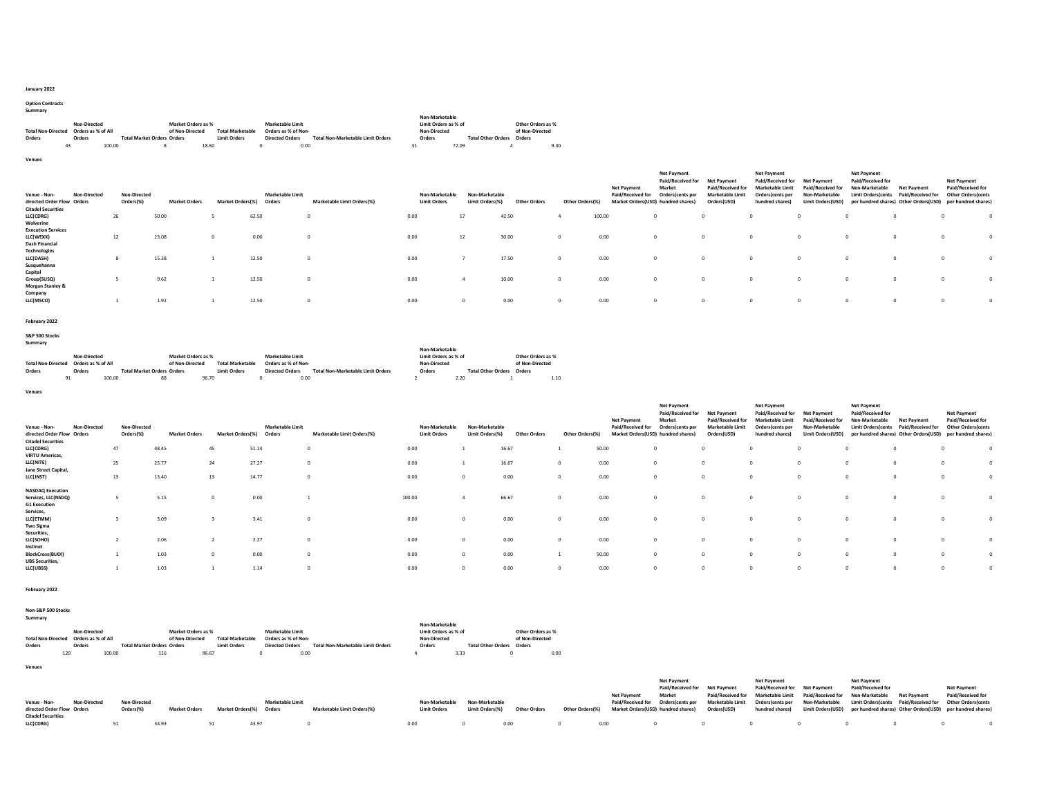**January 2022**

**Option Contracts**

**Summary**

| Total Non-Directed Orders | Non-Directed Orders as % of All Orders | Total Market Orders | Market Orders as % of Non-Directed Orders | Total Marketable Limit Orders | Marketable Limit Orders as % of Non-Directed Orders | Total Non-Marketable Limit Orders | Non-Marketable Limit Orders as % of Non-Directed Orders | Total Other Orders | Other Orders as % of Non-Directed Orders |
|---|---|---|---|---|---|---|---|---|---|
| 43 | 100.00 | 8 | 18.60 | 0 | 0.00 | 31 | 72.09 | 4 | 9.30 |

**Venues**

| Venue - Non-directed Order Flow | Non-Directed Orders | Non-Directed Orders(%) | Market Orders | Market Orders(%) | Marketable Limit Orders | Marketable Limit Orders(%) | Non-Marketable Limit Orders | Non-Marketable Limit Orders(%) | Other Orders | Other Orders(%) | Net Payment Paid/Received for Market Orders(USD) | Net Payment Paid/Received for Market Orders(cents per hundred shares) | Net Payment Paid/Received for Marketable Limit Orders(USD) | Net Payment Paid/Received for Marketable Limit Orders(cents per hundred shares) | Net Payment Paid/Received for Non-Marketable Limit Orders(USD) | Net Payment Paid/Received for Non-Marketable Limit Orders(cents per hundred shares) | Net Payment Paid/Received for Other Orders(USD) | Net Payment Paid/Received for Other Orders(cents per hundred shares) |
|---|---|---|---|---|---|---|---|---|---|---|---|---|---|---|---|---|---|---|
| Citadel Securities LLC(CDRG) | 26 | 50.00 | 5 | 62.50 | 0 | 0.00 | 17 | 42.50 | 4 | 100.00 | 0 | 0 | 0 | 0 | 0 | 0 | 0 | 0 |
| Wolverine Execution Services LLC(WEXX) | 12 | 23.08 | 0 | 0.00 | 0 | 0.00 | 12 | 30.00 | 0 | 0.00 | 0 | 0 | 0 | 0 | 0 | 0 | 0 | 0 |
| Dash Financial Technologies LLC(DASH) | 8 | 15.38 | 1 | 12.50 | 0 | 0.00 | 7 | 17.50 | 0 | 0.00 | 0 | 0 | 0 | 0 | 0 | 0 | 0 | 0 |
| Susquehanna Capital Group(SUSQ) | 5 | 9.62 | 1 | 12.50 | 0 | 0.00 | 4 | 10.00 | 0 | 0.00 | 0 | 0 | 0 | 0 | 0 | 0 | 0 | 0 |
| Morgan Stanley & Company LLC(MSCO) | 1 | 1.92 | 1 | 12.50 | 0 | 0.00 | 0 | 0.00 | 0 | 0.00 | 0 | 0 | 0 | 0 | 0 | 0 | 0 | 0 |

**February 2022**

**S&P 500 Stocks**

**Summary**

| Total Non-Directed Orders | Non-Directed Orders as % of All Orders | Total Market Orders | Market Orders as % of Non-Directed Orders | Total Marketable Limit Orders | Marketable Limit Orders as % of Non-Directed Orders | Total Non-Marketable Limit Orders | Non-Marketable Limit Orders as % of Non-Directed Orders | Total Other Orders | Other Orders as % of Non-Directed Orders |
|---|---|---|---|---|---|---|---|---|---|
| 91 | 100.00 | 88 | 96.70 | 0 | 0.00 | 2 | 2.20 | 1 | 1.10 |

**Venues**

| Venue - Non-directed Order Flow | Non-Directed Orders | Non-Directed Orders(%) | Market Orders | Market Orders(%) | Marketable Limit Orders | Marketable Limit Orders(%) | Non-Marketable Limit Orders | Non-Marketable Limit Orders(%) | Other Orders | Other Orders(%) | Net Payment Paid/Received for Market Orders(USD) | Net Payment Paid/Received for Market Orders(cents per hundred shares) | Net Payment Paid/Received for Marketable Limit Orders(USD) | Net Payment Paid/Received for Marketable Limit Orders(cents per hundred shares) | Net Payment Paid/Received for Non-Marketable Limit Orders(USD) | Net Payment Paid/Received for Non-Marketable Limit Orders(cents per hundred shares) | Net Payment Paid/Received for Other Orders(USD) | Net Payment Paid/Received for Other Orders(cents per hundred shares) |
|---|---|---|---|---|---|---|---|---|---|---|---|---|---|---|---|---|---|---|
| Citadel Securities LLC(CDRG) | 47 | 48.45 | 45 | 51.14 | 0 | 0.00 | 1 | 16.67 | 1 | 50.00 | 0 | 0 | 0 | 0 | 0 | 0 | 0 | 0 |
| VIRTU Americas, LLC(NITE) | 25 | 25.77 | 24 | 27.27 | 0 | 0.00 | 1 | 16.67 | 0 | 0.00 | 0 | 0 | 0 | 0 | 0 | 0 | 0 | 0 |
| Jane Street Capital, LLC(JNST) | 13 | 13.40 | 13 | 14.77 | 0 | 0.00 | 0 | 0.00 | 0 | 0.00 | 0 | 0 | 0 | 0 | 0 | 0 | 0 | 0 |
| NASDAQ Execution Services, LLC(NSDQ) | 5 | 5.15 | 0 | 0.00 | 1 | 100.00 | 4 | 66.67 | 0 | 0.00 | 0 | 0 | 0 | 0 | 0 | 0 | 0 | 0 |
| G1 Execution Services, LLC(ETMM) | 3 | 3.09 | 3 | 3.41 | 0 | 0.00 | 0 | 0.00 | 0 | 0.00 | 0 | 0 | 0 | 0 | 0 | 0 | 0 | 0 |
| Two Sigma Securities, LLC(SOHO) | 2 | 2.06 | 2 | 2.27 | 0 | 0.00 | 0 | 0.00 | 0 | 0.00 | 0 | 0 | 0 | 0 | 0 | 0 | 0 | 0 |
| Instinet BlockCross(BLKX) | 1 | 1.03 | 0 | 0.00 | 0 | 0.00 | 0 | 0.00 | 1 | 50.00 | 0 | 0 | 0 | 0 | 0 | 0 | 0 | 0 |
| UBS Securities, LLC(UBSS) | 1 | 1.03 | 1 | 1.14 | 0 | 0.00 | 0 | 0.00 | 0 | 0.00 | 0 | 0 | 0 | 0 | 0 | 0 | 0 | 0 |

**February 2022**

**Non-S&P 500 Stocks**

**Summary**

| Total Non-Directed Orders | Non-Directed Orders as % of All Orders | Total Market Orders | Market Orders as % of Non-Directed Orders | Total Marketable Limit Orders | Marketable Limit Orders as % of Non-Directed Orders | Total Non-Marketable Limit Orders | Non-Marketable Limit Orders as % of Non-Directed Orders | Total Other Orders | Other Orders as % of Non-Directed Orders |
|---|---|---|---|---|---|---|---|---|---|
| 120 | 100.00 | 116 | 96.67 | 0 | 0.00 | 4 | 3.33 | 0 | 0.00 |

**Venues**

| Venue - Non-directed Order Flow | Non-Directed Orders | Non-Directed Orders(%) | Market Orders | Market Orders(%) | Marketable Limit Orders | Marketable Limit Orders(%) | Non-Marketable Limit Orders | Non-Marketable Limit Orders(%) | Other Orders | Other Orders(%) | Net Payment Paid/Received for Market Orders(USD) | Net Payment Paid/Received for Market Orders(cents per hundred shares) | Net Payment Paid/Received for Marketable Limit Orders(USD) | Net Payment Paid/Received for Marketable Limit Orders(cents per hundred shares) | Net Payment Paid/Received for Non-Marketable Limit Orders(USD) | Net Payment Paid/Received for Non-Marketable Limit Orders(cents per hundred shares) | Net Payment Paid/Received for Other Orders(USD) | Net Payment Paid/Received for Other Orders(cents per hundred shares) |
|---|---|---|---|---|---|---|---|---|---|---|---|---|---|---|---|---|---|---|
| Citadel Securities LLC(CDRG) | 51 | 34.93 | 51 | 43.97 | 0 | 0.00 | 0 | 0.00 | 0 | 0.00 | 0 | 0 | 0 | 0 | 0 | 0 | 0 | 0 |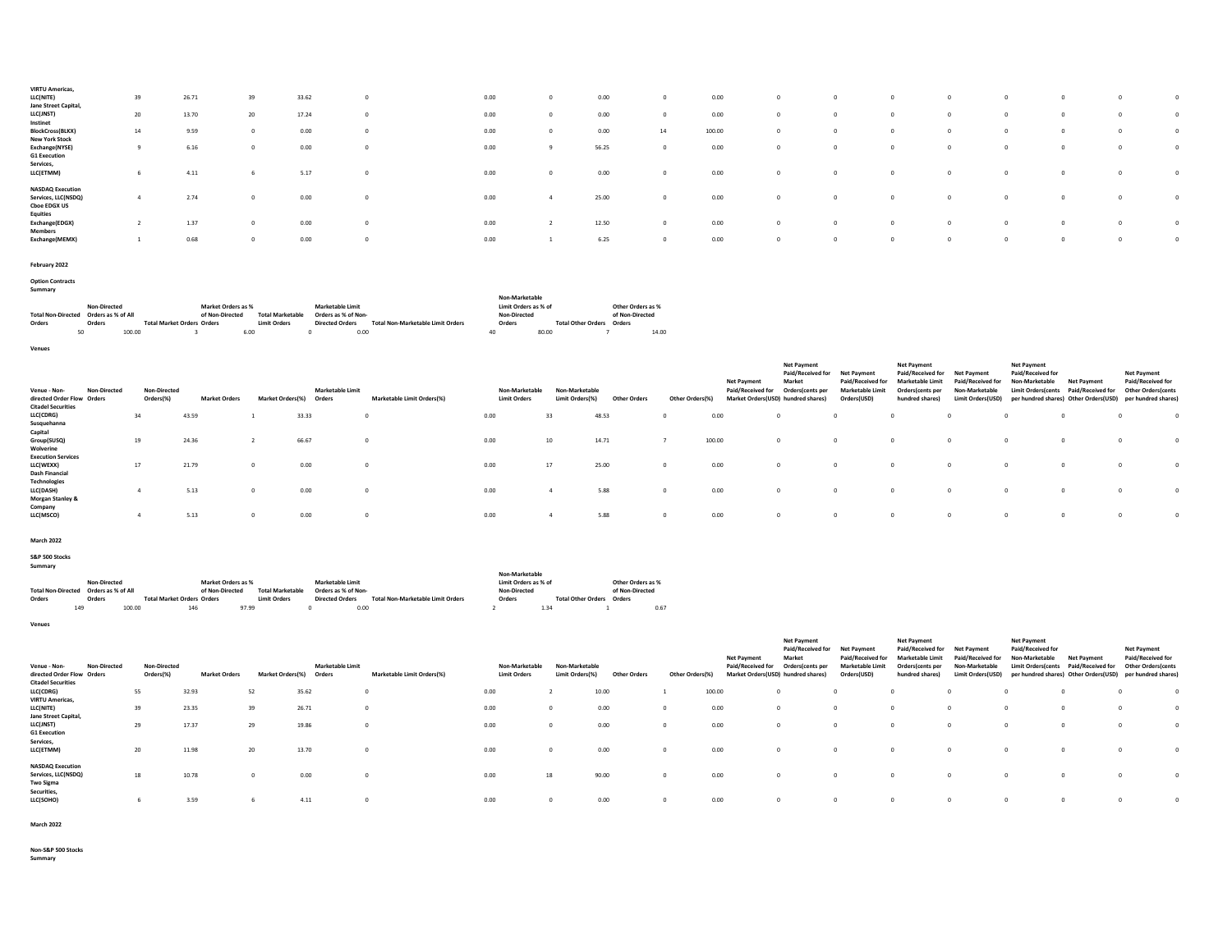| Venue - Non-directed Order Flow | Non-Directed Orders | Non-Directed Orders(%) | Market Orders | Market Orders(%) | Marketable Limit Orders | Marketable Limit Orders(%) | Non-Marketable Limit Orders | Non-Marketable Limit Orders(%) | Other Orders | Other Orders(%) | Net Payment Paid/Received for Market Orders(USD) | Net Payment Paid/Received for Market Orders(cents per hundred shares) | Net Payment Paid/Received for Marketable Limit Orders(USD) | Net Payment Paid/Received for Marketable Limit Orders(cents per hundred shares) | Net Payment Paid/Received for Non-Marketable Limit Orders(USD) | Net Payment Paid/Received for Non-Marketable Limit Orders(cents per hundred shares) | Net Payment Paid/Received for Other Orders(USD) | Net Payment Paid/Received for Other Orders(cents per hundred shares) |
|---|---|---|---|---|---|---|---|---|---|---|---|---|---|---|---|---|---|---|
| VIRTU Americas, LLC(NITE) | 39 | 26.71 | 39 | 33.62 | 0 | 0.00 | 0 | 0.00 | 0 | 0.00 | 0 | 0 | 0 | 0 | 0 | 0 | 0 | 0 |
| Jane Street Capital, LLC(JNST) | 20 | 13.70 | 20 | 17.24 | 0 | 0.00 | 0 | 0.00 | 0 | 0.00 | 0 | 0 | 0 | 0 | 0 | 0 | 0 | 0 |
| Instinet BlockCross(BLKX) | 14 | 9.59 | 0 | 0.00 | 0 | 0.00 | 0 | 0.00 | 14 | 100.00 | 0 | 0 | 0 | 0 | 0 | 0 | 0 | 0 |
| New York Stock Exchange(NYSE) | 9 | 6.16 | 0 | 0.00 | 0 | 0.00 | 9 | 56.25 | 0 | 0.00 | 0 | 0 | 0 | 0 | 0 | 0 | 0 | 0 |
| G1 Execution Services, LLC(ETMM) | 6 | 4.11 | 6 | 5.17 | 0 | 0.00 | 0 | 0.00 | 0 | 0.00 | 0 | 0 | 0 | 0 | 0 | 0 | 0 | 0 |
| NASDAQ Execution Services, LLC(NSDQ) | 4 | 2.74 | 0 | 0.00 | 0 | 0.00 | 4 | 25.00 | 0 | 0.00 | 0 | 0 | 0 | 0 | 0 | 0 | 0 | 0 |
| Cboe EDGX US Equities Exchange(EDGX) | 2 | 1.37 | 0 | 0.00 | 0 | 0.00 | 2 | 12.50 | 0 | 0.00 | 0 | 0 | 0 | 0 | 0 | 0 | 0 | 0 |
| Members Exchange(MEMX) | 1 | 0.68 | 0 | 0.00 | 0 | 0.00 | 1 | 6.25 | 0 | 0.00 | 0 | 0 | 0 | 0 | 0 | 0 | 0 | 0 |

**February 2022**

**Option Contracts**

**Summary**

| Total Non-Directed Orders | Non-Directed Orders as % of All Orders | Total Market Orders | Market Orders as % of Non-Directed Orders | Total Marketable Limit Orders | Marketable Limit Orders as % of Non-Directed Orders | Total Non-Marketable Limit Orders | Non-Marketable Limit Orders as % of Non-Directed Orders | Total Other Orders | Other Orders as % of Non-Directed Orders |
|---|---|---|---|---|---|---|---|---|---|
| 50 | 100.00 | 3 | 6.00 | 0 | 0.00 | 40 | 80.00 | 7 | 14.00 |

**Venues**

| Venue - Non-directed Order Flow | Non-Directed Orders | Non-Directed Orders(%) | Market Orders | Market Orders(%) | Marketable Limit Orders | Marketable Limit Orders(%) | Non-Marketable Limit Orders | Non-Marketable Limit Orders(%) | Other Orders | Other Orders(%) | Net Payment Paid/Received for Market Orders(USD) | Net Payment Paid/Received for Market Orders(cents per hundred shares) | Net Payment Paid/Received for Marketable Limit Orders(USD) | Net Payment Paid/Received for Marketable Limit Orders(cents per hundred shares) | Net Payment Paid/Received for Non-Marketable Limit Orders(USD) | Net Payment Paid/Received for Non-Marketable Limit Orders(cents per hundred shares) | Net Payment Paid/Received for Other Orders(USD) | Net Payment Paid/Received for Other Orders(cents per hundred shares) |
|---|---|---|---|---|---|---|---|---|---|---|---|---|---|---|---|---|---|---|
| Citadel Securities LLC(CDRG) | 34 | 43.59 | 1 | 33.33 | 0 | 0.00 | 33 | 48.53 | 0 | 0.00 | 0 | 0 | 0 | 0 | 0 | 0 | 0 | 0 |
| Susquehanna Capital Group(SUSQ) | 19 | 24.36 | 2 | 66.67 | 0 | 0.00 | 10 | 14.71 | 7 | 100.00 | 0 | 0 | 0 | 0 | 0 | 0 | 0 | 0 |
| Wolverine Execution Services LLC(WEXX) | 17 | 21.79 | 0 | 0.00 | 0 | 0.00 | 17 | 25.00 | 0 | 0.00 | 0 | 0 | 0 | 0 | 0 | 0 | 0 | 0 |
| Dash Financial Technologies LLC(DASH) | 4 | 5.13 | 0 | 0.00 | 0 | 0.00 | 4 | 5.88 | 0 | 0.00 | 0 | 0 | 0 | 0 | 0 | 0 | 0 | 0 |
| Morgan Stanley & Company LLC(MSCO) | 4 | 5.13 | 0 | 0.00 | 0 | 0.00 | 4 | 5.88 | 0 | 0.00 | 0 | 0 | 0 | 0 | 0 | 0 | 0 | 0 |

**March 2022**

**S&P 500 Stocks**

**Summary**

| Total Non-Directed Orders | Non-Directed Orders as % of All Orders | Total Market Orders | Market Orders as % of Non-Directed Orders | Total Marketable Limit Orders | Marketable Limit Orders as % of Non-Directed Orders | Total Non-Marketable Limit Orders | Non-Marketable Limit Orders as % of Non-Directed Orders | Total Other Orders | Other Orders as % of Non-Directed Orders |
|---|---|---|---|---|---|---|---|---|---|
| 149 | 100.00 | 146 | 97.99 | 0 | 0.00 | 2 | 1.34 | 1 | 0.67 |

**Venues**

| Venue - Non-directed Order Flow | Non-Directed Orders | Non-Directed Orders(%) | Market Orders | Market Orders(%) | Marketable Limit Orders | Marketable Limit Orders(%) | Non-Marketable Limit Orders | Non-Marketable Limit Orders(%) | Other Orders | Other Orders(%) | Net Payment Paid/Received for Market Orders(USD) | Net Payment Paid/Received for Market Orders(cents per hundred shares) | Net Payment Paid/Received for Marketable Limit Orders(USD) | Net Payment Paid/Received for Marketable Limit Orders(cents per hundred shares) | Net Payment Paid/Received for Non-Marketable Limit Orders(USD) | Net Payment Paid/Received for Non-Marketable Limit Orders(cents per hundred shares) | Net Payment Paid/Received for Other Orders(USD) | Net Payment Paid/Received for Other Orders(cents per hundred shares) |
|---|---|---|---|---|---|---|---|---|---|---|---|---|---|---|---|---|---|---|
| Citadel Securities LLC(CDRG) | 55 | 32.93 | 52 | 35.62 | 0 | 0.00 | 2 | 10.00 | 1 | 100.00 | 0 | 0 | 0 | 0 | 0 | 0 | 0 | 0 |
| VIRTU Americas, LLC(NITE) | 39 | 23.35 | 39 | 26.71 | 0 | 0.00 | 0 | 0.00 | 0 | 0.00 | 0 | 0 | 0 | 0 | 0 | 0 | 0 | 0 |
| Jane Street Capital, LLC(JNST) | 29 | 17.37 | 29 | 19.86 | 0 | 0.00 | 0 | 0.00 | 0 | 0.00 | 0 | 0 | 0 | 0 | 0 | 0 | 0 | 0 |
| G1 Execution Services, LLC(ETMM) | 20 | 11.98 | 20 | 13.70 | 0 | 0.00 | 0 | 0.00 | 0 | 0.00 | 0 | 0 | 0 | 0 | 0 | 0 | 0 | 0 |
| NASDAQ Execution Services, LLC(NSDQ) | 18 | 10.78 | 0 | 0.00 | 0 | 0.00 | 18 | 90.00 | 0 | 0.00 | 0 | 0 | 0 | 0 | 0 | 0 | 0 | 0 |
| Two Sigma Securities, LLC(SOHO) | 6 | 3.59 | 6 | 4.11 | 0 | 0.00 | 0 | 0.00 | 0 | 0.00 | 0 | 0 | 0 | 0 | 0 | 0 | 0 | 0 |

**March 2022**

**Non-S&P 500 Stocks**

**Summary**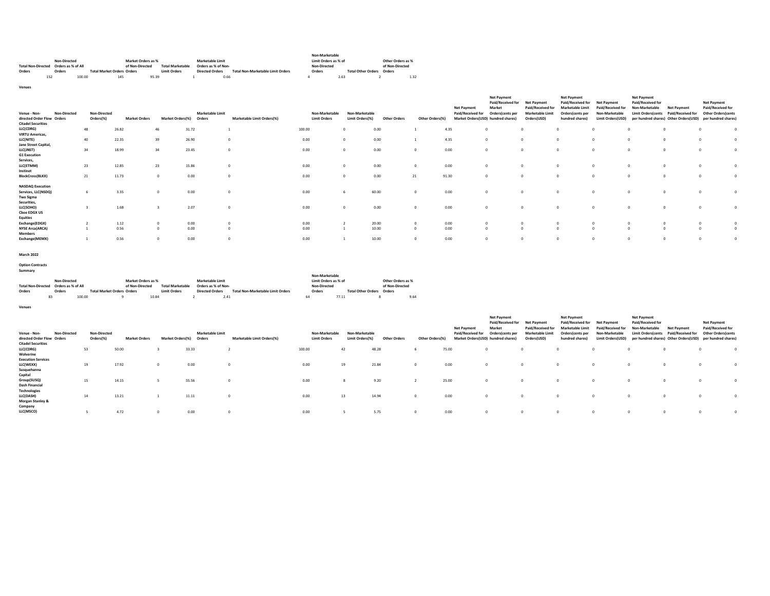| Total Non-Directed Orders | Non-Directed Orders as % of All Orders | Total Market Orders | Market Orders as % of Non-Directed Orders | Total Marketable Limit Orders | Marketable Limit Orders as % of Non-Directed Orders | Total Non-Marketable Limit Orders | Non-Marketable Limit Orders as % of Non-Directed Orders | Total Other Orders | Other Orders as % of Non-Directed Orders |
|---|---|---|---|---|---|---|---|---|---|
| 152 | 100.00 | 145 | 95.39 | 1 | 0.66 | 4 | 2.63 | 2 | 1.32 |

**Venues**

| Venue - Non-directed Order Flow | Non-Directed Orders | Non-Directed Orders(%) | Market Orders | Market Orders(%) | Marketable Limit Orders | Marketable Limit Orders(%) | Non-Marketable Limit Orders | Non-Marketable Limit Orders(%) | Other Orders | Other Orders(%) | Net Payment Paid/Received for Market Orders(USD) | Net Payment Paid/Received for Market Orders(cents per hundred shares) | Net Payment Paid/Received for Marketable Limit Orders(USD) | Net Payment Paid/Received for Marketable Limit Orders(cents per hundred shares) | Net Payment Paid/Received for Non-Marketable Limit Orders(USD) | Net Payment Paid/Received for Non-Marketable Limit Orders(cents per hundred shares) | Net Payment Paid/Received for Other Orders(USD) | Net Payment Paid/Received for Other Orders(cents per hundred shares) |
|---|---|---|---|---|---|---|---|---|---|---|---|---|---|---|---|---|---|---|
| Citadel Securities LLC(CDRG) | 48 | 26.82 | 46 | 31.72 | 1 | 100.00 | 0 | 0.00 | 1 | 4.35 | 0 | 0 | 0 | 0 | 0 | 0 | 0 | 0 |
| VIRTU Americas, LLC(NITE) | 40 | 22.35 | 39 | 26.90 | 0 | 0.00 | 0 | 0.00 | 1 | 4.35 | 0 | 0 | 0 | 0 | 0 | 0 | 0 | 0 |
| Jane Street Capital, LLC(JNST) | 34 | 18.99 | 34 | 23.45 | 0 | 0.00 | 0 | 0.00 | 0 | 0.00 | 0 | 0 | 0 | 0 | 0 | 0 | 0 | 0 |
| G1 Execution Services, LLC(ETMM) | 23 | 12.85 | 23 | 15.86 | 0 | 0.00 | 0 | 0.00 | 0 | 0.00 | 0 | 0 | 0 | 0 | 0 | 0 | 0 | 0 |
| Instinet BlockCross(BLKX) | 21 | 11.73 | 0 | 0.00 | 0 | 0.00 | 0 | 0.00 | 21 | 91.30 | 0 | 0 | 0 | 0 | 0 | 0 | 0 | 0 |
| NASDAQ Execution Services, LLC(NSDQ) | 6 | 3.35 | 0 | 0.00 | 0 | 0.00 | 6 | 60.00 | 0 | 0.00 | 0 | 0 | 0 | 0 | 0 | 0 | 0 | 0 |
| Two Sigma Securities, LLC(SOHO) | 3 | 1.68 | 3 | 2.07 | 0 | 0.00 | 0 | 0.00 | 0 | 0.00 | 0 | 0 | 0 | 0 | 0 | 0 | 0 | 0 |
| Cboe EDGX US Equities Exchange(EDGX) | 2 | 1.12 | 0 | 0.00 | 0 | 0.00 | 2 | 20.00 | 0 | 0.00 | 0 | 0 | 0 | 0 | 0 | 0 | 0 | 0 |
| NYSE Arca(ARCA) | 1 | 0.56 | 0 | 0.00 | 0 | 0.00 | 1 | 10.00 | 0 | 0.00 | 0 | 0 | 0 | 0 | 0 | 0 | 0 | 0 |
| Members Exchange(MEMX) | 1 | 0.56 | 0 | 0.00 | 0 | 0.00 | 1 | 10.00 | 0 | 0.00 | 0 | 0 | 0 | 0 | 0 | 0 | 0 | 0 |

**March 2022**

**Option Contracts**

**Summary**

| Total Non-Directed Orders | Non-Directed Orders as % of All Orders | Total Market Orders | Market Orders as % of Non-Directed Orders | Total Marketable Limit Orders | Marketable Limit Orders as % of Non-Directed Orders | Total Non-Marketable Limit Orders | Non-Marketable Limit Orders as % of Non-Directed Orders | Total Other Orders | Other Orders as % of Non-Directed Orders |
|---|---|---|---|---|---|---|---|---|---|
| 83 | 100.00 | 9 | 10.84 | 2 | 2.41 | 64 | 77.11 | 8 | 9.64 |

**Venues**

| Venue - Non-directed Order Flow | Non-Directed Orders | Non-Directed Orders(%) | Market Orders | Market Orders(%) | Marketable Limit Orders | Marketable Limit Orders(%) | Non-Marketable Limit Orders | Non-Marketable Limit Orders(%) | Other Orders | Other Orders(%) | Net Payment Paid/Received for Market Orders(USD) | Net Payment Paid/Received for Market Orders(cents per hundred shares) | Net Payment Paid/Received for Marketable Limit Orders(USD) | Net Payment Paid/Received for Marketable Limit Orders(cents per hundred shares) | Net Payment Paid/Received for Non-Marketable Limit Orders(USD) | Net Payment Paid/Received for Non-Marketable Limit Orders(cents per hundred shares) | Net Payment Paid/Received for Other Orders(USD) | Net Payment Paid/Received for Other Orders(cents per hundred shares) |
|---|---|---|---|---|---|---|---|---|---|---|---|---|---|---|---|---|---|---|
| Citadel Securities LLC(CDRG) | 53 | 50.00 | 3 | 33.33 | 2 | 100.00 | 42 | 48.28 | 6 | 75.00 | 0 | 0 | 0 | 0 | 0 | 0 | 0 | 0 |
| Wolverine Execution Services LLC(WEXX) | 19 | 17.92 | 0 | 0.00 | 0 | 0.00 | 19 | 21.84 | 0 | 0.00 | 0 | 0 | 0 | 0 | 0 | 0 | 0 | 0 |
| Susquehanna Capital Group(SUSQ) | 15 | 14.15 | 5 | 55.56 | 0 | 0.00 | 8 | 9.20 | 2 | 25.00 | 0 | 0 | 0 | 0 | 0 | 0 | 0 | 0 |
| Dash Financial Technologies LLC(DASH) | 14 | 13.21 | 1 | 11.11 | 0 | 0.00 | 13 | 14.94 | 0 | 0.00 | 0 | 0 | 0 | 0 | 0 | 0 | 0 | 0 |
| Morgan Stanley & Company LLC(MSCO) | 5 | 4.72 | 0 | 0.00 | 0 | 0.00 | 5 | 5.75 | 0 | 0.00 | 0 | 0 | 0 | 0 | 0 | 0 | 0 | 0 |